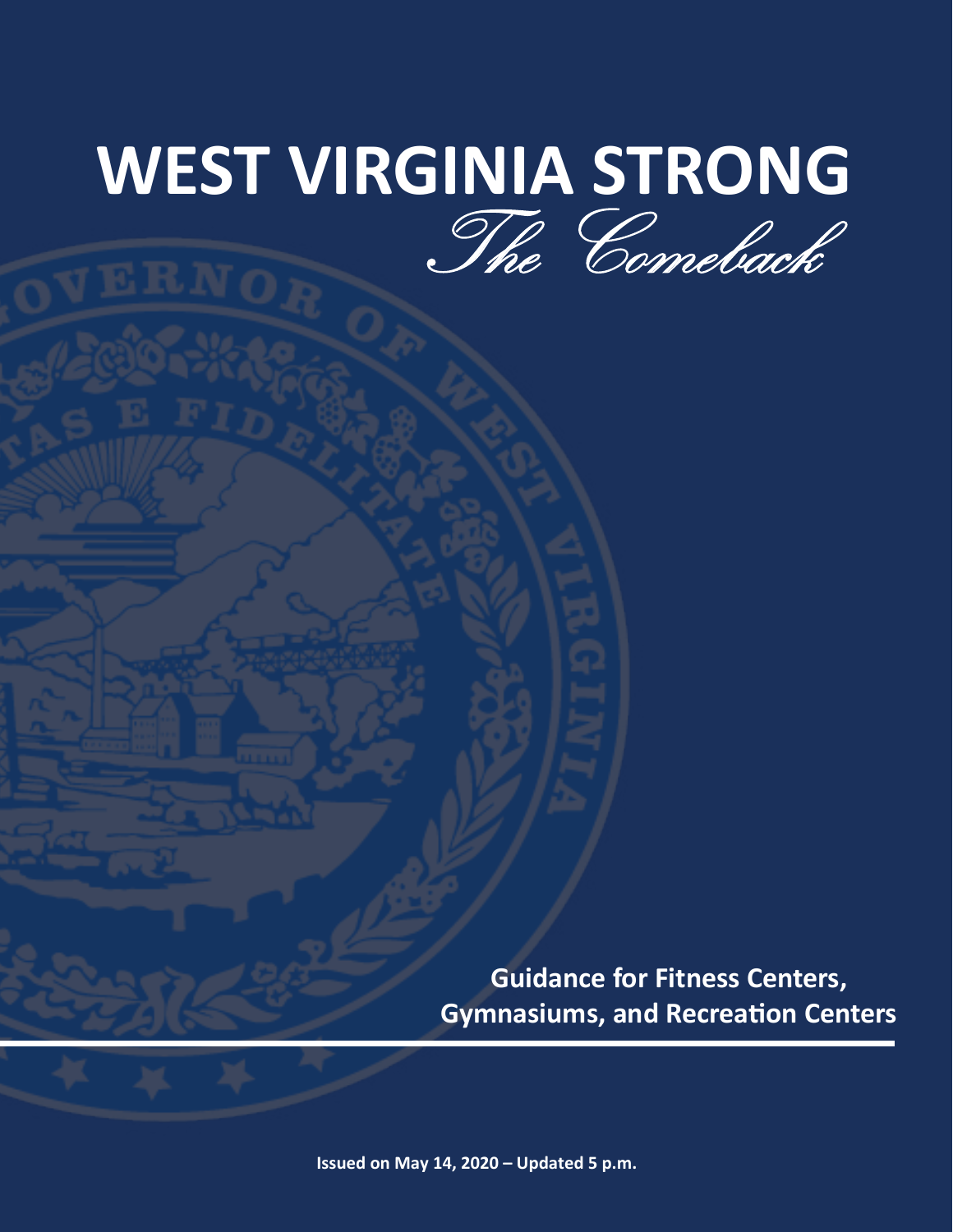# WEST VIRGINIA STRONG

*The Comeback*

**Guidance for Fitness Centers, Gymnasiums, and Recreation Centers**

**Issued on May 14, 2020 – Updated 5 p.m.**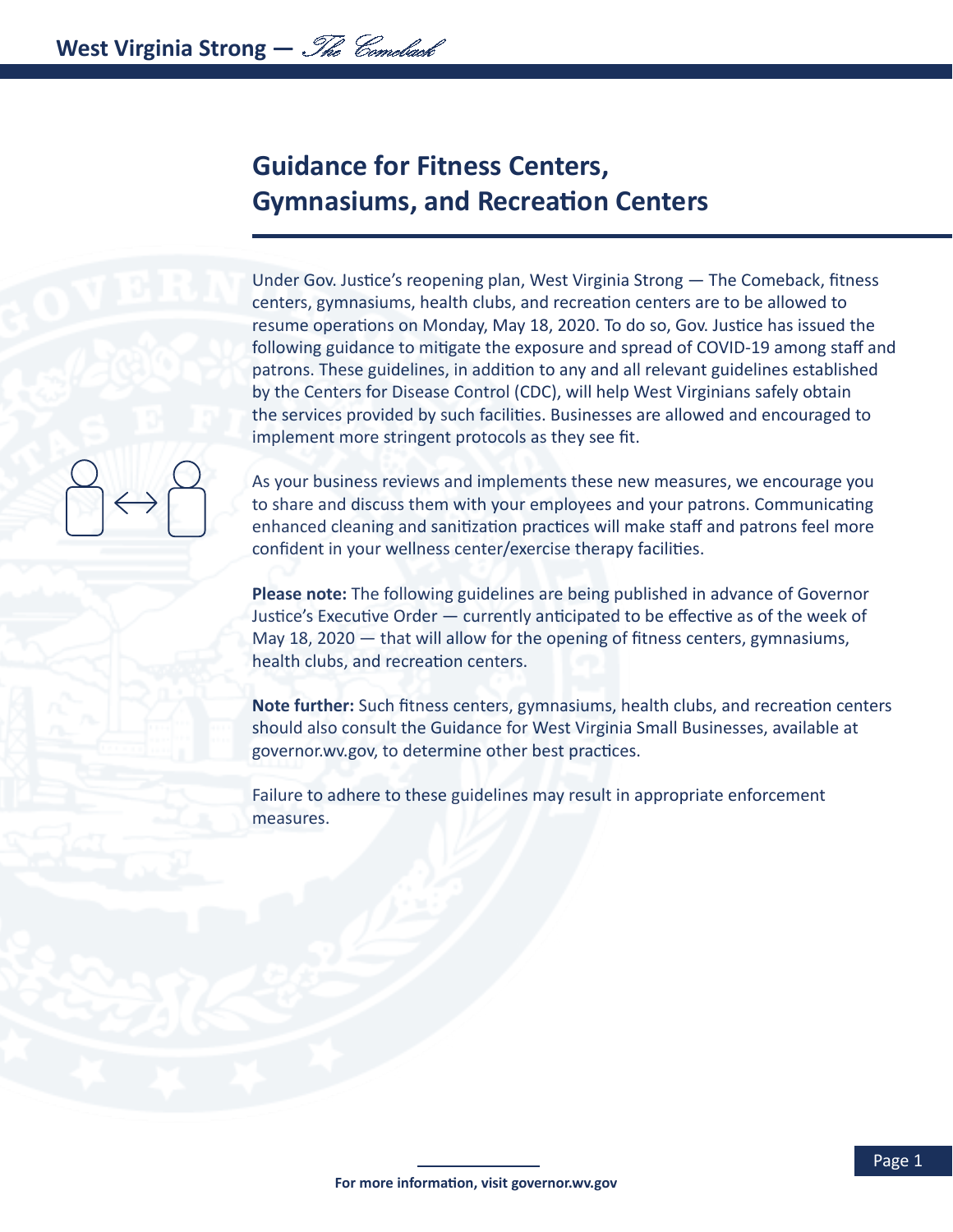# Guidance for Fitness Centers, Gymnasiums, and Recreation Centers

Under Gov. Justice's reopening plan, West Virginia Strong — The Comeback, fitness centers, gymnasiums, health clubs, and recreation centers are to be allowed to resume operations on Monday, May 18, 2020. To do so, Gov. Justice has issued the following guidance to mitigate the exposure and spread of COVID-19 among staff and patrons. These guidelines, in addition to any and all relevant guidelines established by the Centers for Disease Control (CDC), will help West Virginians safely obtain the services provided by such facilities. Businesses are allowed and encouraged to implement more stringent protocols as they see fit.

As your business reviews and implements these new measures, we encourage you to share and discuss them with your employees and your patrons. Communicating enhanced cleaning and sanitization practices will make staff and patrons feel more confident in your wellness center/exercise therapy facilities.

**Please note:** The following guidelines are being published in advance of Governor Justice's Executive Order — currently anticipated to be effective as of the week of May 18, 2020 — that will allow for the opening of fitness centers, gymnasiums, health clubs, and recreation centers.

**Note further:** Such fitness centers, gymnasiums, health clubs, and recreation centers should also consult the Guidance for West Virginia Small Businesses, available at governor.wv.gov, to determine other best practices.

Failure to adhere to these guidelines may result in appropriate enforcement measures.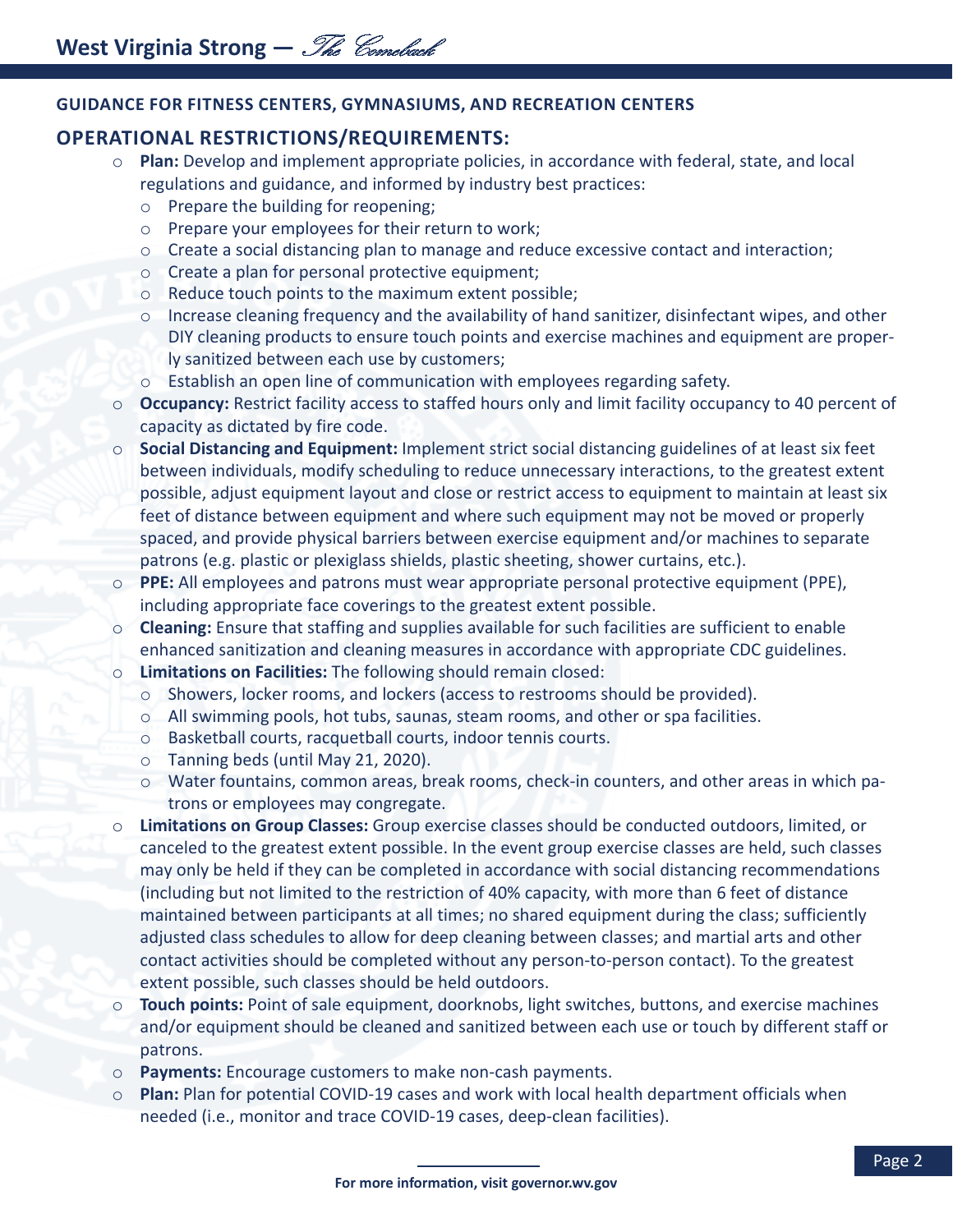#### GUIDANCE FOR FITNESS CENTERS, GYMNASIUMS, AND RECREATION CENTERS

## OPERATIONAL RESTRICTIONS/REQUIREMENTS:

- **Plan:** Develop and implement appropriate policies, in accordance with federal, state, and local regulations and guidance, and informed by industry best practices:
  - Prepare the building for reopening;
  - Prepare your employees for their return to work;
  - Create a social distancing plan to manage and reduce excessive contact and interaction;
  - Create a plan for personal protective equipment;
  - Reduce touch points to the maximum extent possible;
  - Increase cleaning frequency and the availability of hand sanitizer, disinfectant wipes, and other DIY cleaning products to ensure touch points and exercise machines and equipment are properly sanitized between each use by customers;
  - Establish an open line of communication with employees regarding safety.
- **Occupancy:** Restrict facility access to staffed hours only and limit facility occupancy to 40 percent of capacity as dictated by fire code.
- **Social Distancing and Equipment:** Implement strict social distancing guidelines of at least six feet between individuals, modify scheduling to reduce unnecessary interactions, to the greatest extent possible, adjust equipment layout and close or restrict access to equipment to maintain at least six feet of distance between equipment and where such equipment may not be moved or properly spaced, and provide physical barriers between exercise equipment and/or machines to separate patrons (e.g. plastic or plexiglass shields, plastic sheeting, shower curtains, etc.).
- **PPE:** All employees and patrons must wear appropriate personal protective equipment (PPE), including appropriate face coverings to the greatest extent possible.
- **Cleaning:** Ensure that staffing and supplies available for such facilities are sufficient to enable enhanced sanitization and cleaning measures in accordance with appropriate CDC guidelines.
- **Limitations on Facilities:** The following should remain closed:
  - Showers, locker rooms, and lockers (access to restrooms should be provided).
  - All swimming pools, hot tubs, saunas, steam rooms, and other or spa facilities.
  - Basketball courts, racquetball courts, indoor tennis courts.
  - Tanning beds (until May 21, 2020).
  - Water fountains, common areas, break rooms, check-in counters, and other areas in which patrons or employees may congregate.
- **Limitations on Group Classes:** Group exercise classes should be conducted outdoors, limited, or canceled to the greatest extent possible. In the event group exercise classes are held, such classes may only be held if they can be completed in accordance with social distancing recommendations (including but not limited to the restriction of 40% capacity, with more than 6 feet of distance maintained between participants at all times; no shared equipment during the class; sufficiently adjusted class schedules to allow for deep cleaning between classes; and martial arts and other contact activities should be completed without any person-to-person contact). To the greatest extent possible, such classes should be held outdoors.
- **Touch points:** Point of sale equipment, doorknobs, light switches, buttons, and exercise machines and/or equipment should be cleaned and sanitized between each use or touch by different staff or patrons.
- **Payments:** Encourage customers to make non-cash payments.
- **Plan:** Plan for potential COVID-19 cases and work with local health department officials when needed (i.e., monitor and trace COVID-19 cases, deep-clean facilities).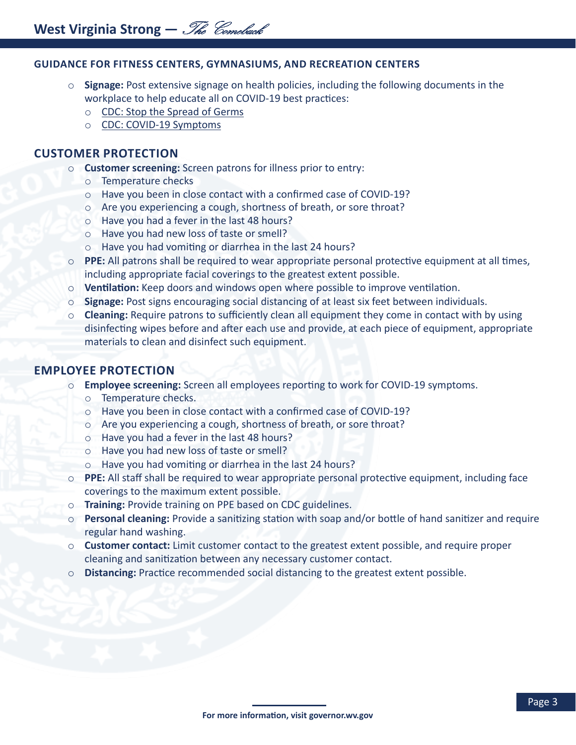**GUIDANCE FOR FITNESS CENTERS, GYMNASIUMS, AND RECREATION CENTERS**

- **Signage:** Post extensive signage on health policies, including the following documents in the workplace to help educate all on COVID-19 best practices:
  - CDC: Stop the Spread of Germs
  - CDC: COVID-19 Symptoms

## CUSTOMER PROTECTION

- **Customer screening:** Screen patrons for illness prior to entry:
  - Temperature checks
  - Have you been in close contact with a confirmed case of COVID-19?
  - Are you experiencing a cough, shortness of breath, or sore throat?
  - Have you had a fever in the last 48 hours?
  - Have you had new loss of taste or smell?
  - Have you had vomiting or diarrhea in the last 24 hours?
- **PPE:** All patrons shall be required to wear appropriate personal protective equipment at all times, including appropriate facial coverings to the greatest extent possible.
- **Ventilation:** Keep doors and windows open where possible to improve ventilation.
- **Signage:** Post signs encouraging social distancing of at least six feet between individuals.
- **Cleaning:** Require patrons to sufficiently clean all equipment they come in contact with by using disinfecting wipes before and after each use and provide, at each piece of equipment, appropriate materials to clean and disinfect such equipment.

## EMPLOYEE PROTECTION

- **Employee screening:** Screen all employees reporting to work for COVID-19 symptoms.
  - Temperature checks.
  - Have you been in close contact with a confirmed case of COVID-19?
  - Are you experiencing a cough, shortness of breath, or sore throat?
  - Have you had a fever in the last 48 hours?
  - Have you had new loss of taste or smell?
  - Have you had vomiting or diarrhea in the last 24 hours?
- **PPE:** All staff shall be required to wear appropriate personal protective equipment, including face coverings to the maximum extent possible.
- **Training:** Provide training on PPE based on CDC guidelines.
- **Personal cleaning:** Provide a sanitizing station with soap and/or bottle of hand sanitizer and require regular hand washing.
- **Customer contact:** Limit customer contact to the greatest extent possible, and require proper cleaning and sanitization between any necessary customer contact.
- **Distancing:** Practice recommended social distancing to the greatest extent possible.